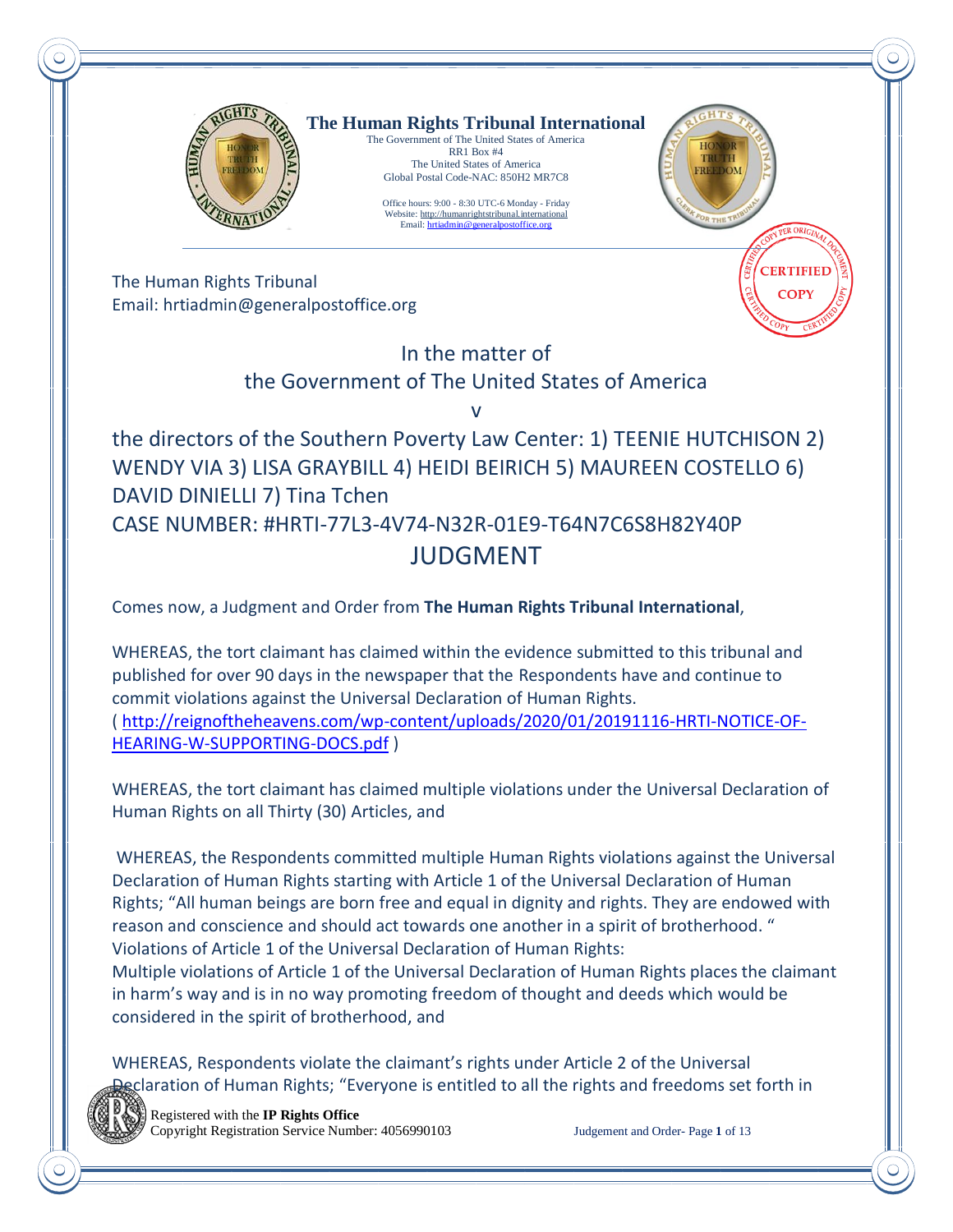**The Human Rights Tribunal International**

The Government of The United States of America
RR1 Box #4
The United States of America
Global Postal Code-NAC: 850H2 MR7C8

Office hours: 9:00 - 8:30 UTC-6 Monday - Friday
Website: http://humanrightstribunal.international
Email: hrtiadmin@generalpostoffice.org

CERTIFIED COPY

The Human Rights Tribunal
Email: hrtiadmin@generalpostoffice.org

In the matter of
the Government of The United States of America
v
the directors of the Southern Poverty Law Center: 1) TEENIE HUTCHISON 2) WENDY VIA 3) LISA GRAYBILL 4) HEIDI BEIRICH 5) MAUREEN COSTELLO 6) DAVID DINIELLI 7) Tina Tchen
CASE NUMBER: #HRTI-77L3-4V74-N32R-01E9-T64N7C6S8H82Y40P

# JUDGMENT

Comes now, a Judgment and Order from **The Human Rights Tribunal International**,

WHEREAS, the tort claimant has claimed within the evidence submitted to this tribunal and published for over 90 days in the newspaper that the Respondents have and continue to commit violations against the Universal Declaration of Human Rights.
( http://reignoftheheavens.com/wp-content/uploads/2020/01/20191116-HRTI-NOTICE-OF-HEARING-W-SUPPORTING-DOCS.pdf )

WHEREAS, the tort claimant has claimed multiple violations under the Universal Declaration of Human Rights on all Thirty (30) Articles, and

WHEREAS, the Respondents committed multiple Human Rights violations against the Universal Declaration of Human Rights starting with Article 1 of the Universal Declaration of Human Rights; "All human beings are born free and equal in dignity and rights. They are endowed with reason and conscience and should act towards one another in a spirit of brotherhood. "
Violations of Article 1 of the Universal Declaration of Human Rights:
Multiple violations of Article 1 of the Universal Declaration of Human Rights places the claimant in harm's way and is in no way promoting freedom of thought and deeds which would be considered in the spirit of brotherhood, and

WHEREAS, Respondents violate the claimant's rights under Article 2 of the Universal Declaration of Human Rights; "Everyone is entitled to all the rights and freedoms set forth in

Registered with the **IP Rights Office**
Copyright Registration Service Number: 4056990103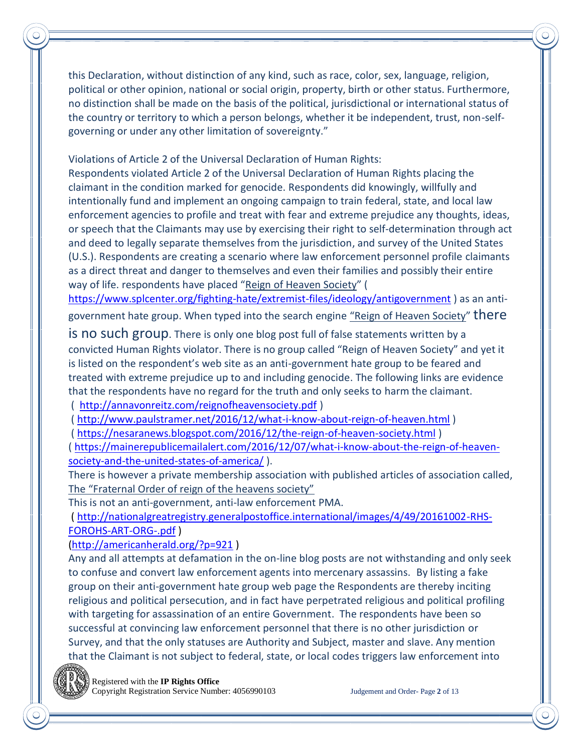this Declaration, without distinction of any kind, such as race, color, sex, language, religion, political or other opinion, national or social origin, property, birth or other status. Furthermore, no distinction shall be made on the basis of the political, jurisdictional or international status of the country or territory to which a person belongs, whether it be independent, trust, non-self-governing or under any other limitation of sovereignty."

Violations of Article 2 of the Universal Declaration of Human Rights:
Respondents violated Article 2 of the Universal Declaration of Human Rights placing the claimant in the condition marked for genocide. Respondents did knowingly, willfully and intentionally fund and implement an ongoing campaign to train federal, state, and local law enforcement agencies to profile and treat with fear and extreme prejudice any thoughts, ideas, or speech that the Claimants may use by exercising their right to self-determination through act and deed to legally separate themselves from the jurisdiction, and survey of the United States (U.S.). Respondents are creating a scenario where law enforcement personnel profile claimants as a direct threat and danger to themselves and even their families and possibly their entire way of life. respondents have placed "Reign of Heaven Society" ( https://www.splcenter.org/fighting-hate/extremist-files/ideology/antigovernment ) as an anti-government hate group. When typed into the search engine "Reign of Heaven Society" there is no such group. There is only one blog post full of false statements written by a convicted Human Rights violator. There is no group called "Reign of Heaven Society" and yet it is listed on the respondent's web site as an anti-government hate group to be feared and treated with extreme prejudice up to and including genocide. The following links are evidence that the respondents have no regard for the truth and only seeks to harm the claimant.
( http://annavonreitz.com/reignofheavensociety.pdf )
( http://www.paulstramer.net/2016/12/what-i-know-about-reign-of-heaven.html )
( https://nesaranews.blogspot.com/2016/12/the-reign-of-heaven-society.html )
( https://mainerepublicemailalert.com/2016/12/07/what-i-know-about-the-reign-of-heaven-society-and-the-united-states-of-america/ ).
There is however a private membership association with published articles of association called, The "Fraternal Order of reign of the heavens society"
This is not an anti-government, anti-law enforcement PMA.
( http://nationalgreatregistry.generalpostoffice.international/images/4/49/20161002-RHS-FOROHS-ART-ORG-.pdf )
(http://americanherald.org/?p=921 )
Any and all attempts at defamation in the on-line blog posts are not withstanding and only seek to confuse and convert law enforcement agents into mercenary assassins. By listing a fake group on their anti-government hate group web page the Respondents are thereby inciting religious and political persecution, and in fact have perpetrated religious and political profiling with targeting for assassination of an entire Government. The respondents have been so successful at convincing law enforcement personnel that there is no other jurisdiction or Survey, and that the only statuses are Authority and Subject, master and slave. Any mention that the Claimant is not subject to federal, state, or local codes triggers law enforcement into

Registered with the **IP Rights Office**
Copyright Registration Service Number: 4056990103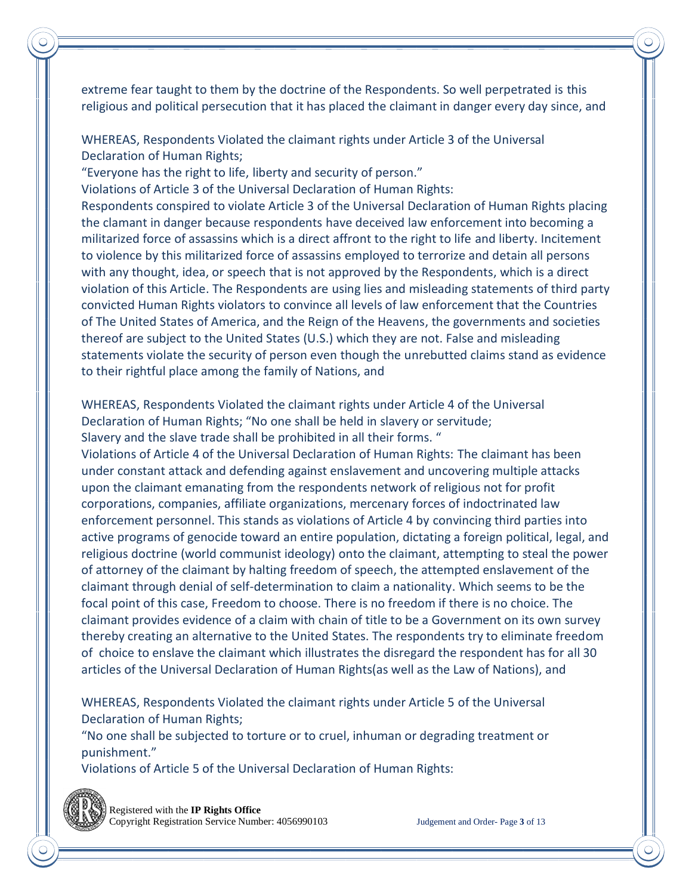extreme fear taught to them by the doctrine of the Respondents. So well perpetrated is this religious and political persecution that it has placed the claimant in danger every day since, and

WHEREAS, Respondents Violated the claimant rights under Article 3 of the Universal Declaration of Human Rights;

"Everyone has the right to life, liberty and security of person."

Violations of Article 3 of the Universal Declaration of Human Rights:

Respondents conspired to violate Article 3 of the Universal Declaration of Human Rights placing the clamant in danger because respondents have deceived law enforcement into becoming a militarized force of assassins which is a direct affront to the right to life and liberty. Incitement to violence by this militarized force of assassins employed to terrorize and detain all persons with any thought, idea, or speech that is not approved by the Respondents, which is a direct violation of this Article. The Respondents are using lies and misleading statements of third party convicted Human Rights violators to convince all levels of law enforcement that the Countries of The United States of America, and the Reign of the Heavens, the governments and societies thereof are subject to the United States (U.S.) which they are not. False and misleading statements violate the security of person even though the unrebutted claims stand as evidence to their rightful place among the family of Nations, and

WHEREAS, Respondents Violated the claimant rights under Article 4 of the Universal Declaration of Human Rights; "No one shall be held in slavery or servitude; Slavery and the slave trade shall be prohibited in all their forms. "

Violations of Article 4 of the Universal Declaration of Human Rights: The claimant has been under constant attack and defending against enslavement and uncovering multiple attacks upon the claimant emanating from the respondents network of religious not for profit corporations, companies, affiliate organizations, mercenary forces of indoctrinated law enforcement personnel. This stands as violations of Article 4 by convincing third parties into active programs of genocide toward an entire population, dictating a foreign political, legal, and religious doctrine (world communist ideology) onto the claimant, attempting to steal the power of attorney of the claimant by halting freedom of speech, the attempted enslavement of the claimant through denial of self-determination to claim a nationality. Which seems to be the focal point of this case, Freedom to choose. There is no freedom if there is no choice. The claimant provides evidence of a claim with chain of title to be a Government on its own survey thereby creating an alternative to the United States. The respondents try to eliminate freedom of choice to enslave the claimant which illustrates the disregard the respondent has for all 30 articles of the Universal Declaration of Human Rights(as well as the Law of Nations), and

WHEREAS, Respondents Violated the claimant rights under Article 5 of the Universal Declaration of Human Rights;

"No one shall be subjected to torture or to cruel, inhuman or degrading treatment or punishment."

Violations of Article 5 of the Universal Declaration of Human Rights:

Registered with the **IP Rights Office**
Copyright Registration Service Number: 4056990103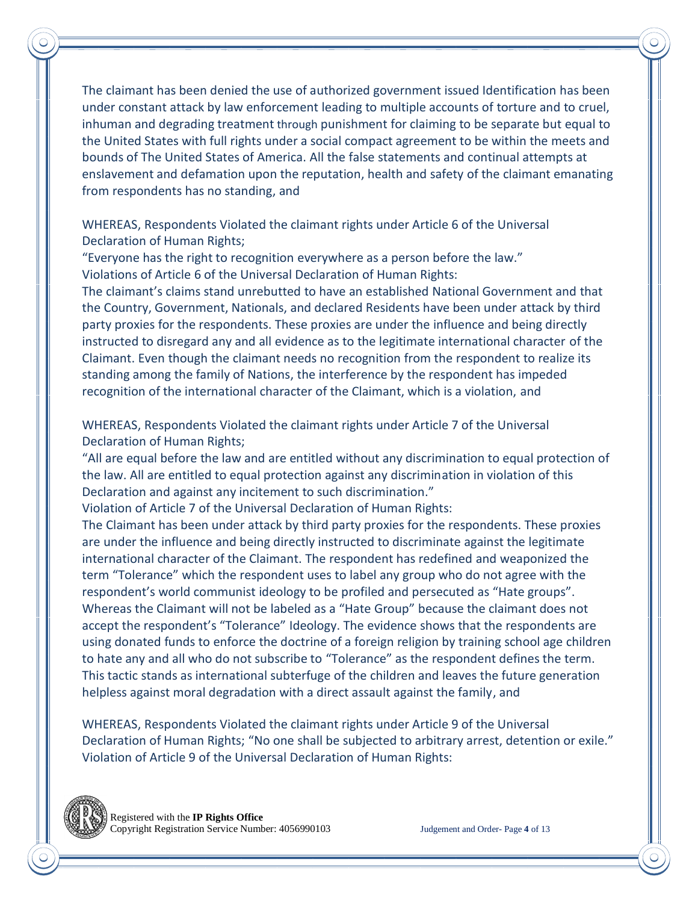The claimant has been denied the use of authorized government issued Identification has been under constant attack by law enforcement leading to multiple accounts of torture and to cruel, inhuman and degrading treatment through punishment for claiming to be separate but equal to the United States with full rights under a social compact agreement to be within the meets and bounds of The United States of America. All the false statements and continual attempts at enslavement and defamation upon the reputation, health and safety of the claimant emanating from respondents has no standing, and

WHEREAS, Respondents Violated the claimant rights under Article 6 of the Universal Declaration of Human Rights;
"Everyone has the right to recognition everywhere as a person before the law."
Violations of Article 6 of the Universal Declaration of Human Rights:
The claimant's claims stand unrebutted to have an established National Government and that the Country, Government, Nationals, and declared Residents have been under attack by third party proxies for the respondents. These proxies are under the influence and being directly instructed to disregard any and all evidence as to the legitimate international character of the Claimant. Even though the claimant needs no recognition from the respondent to realize its standing among the family of Nations, the interference by the respondent has impeded recognition of the international character of the Claimant, which is a violation, and

WHEREAS, Respondents Violated the claimant rights under Article 7 of the Universal Declaration of Human Rights;
"All are equal before the law and are entitled without any discrimination to equal protection of the law. All are entitled to equal protection against any discrimination in violation of this Declaration and against any incitement to such discrimination."
Violation of Article 7 of the Universal Declaration of Human Rights:
The Claimant has been under attack by third party proxies for the respondents. These proxies are under the influence and being directly instructed to discriminate against the legitimate international character of the Claimant. The respondent has redefined and weaponized the term "Tolerance" which the respondent uses to label any group who do not agree with the respondent's world communist ideology to be profiled and persecuted as "Hate groups". Whereas the Claimant will not be labeled as a "Hate Group" because the claimant does not accept the respondent's "Tolerance" Ideology. The evidence shows that the respondents are using donated funds to enforce the doctrine of a foreign religion by training school age children to hate any and all who do not subscribe to "Tolerance" as the respondent defines the term. This tactic stands as international subterfuge of the children and leaves the future generation helpless against moral degradation with a direct assault against the family, and

WHEREAS, Respondents Violated the claimant rights under Article 9 of the Universal Declaration of Human Rights; "No one shall be subjected to arbitrary arrest, detention or exile."
Violation of Article 9 of the Universal Declaration of Human Rights:

Registered with the **IP Rights Office**
Copyright Registration Service Number: 4056990103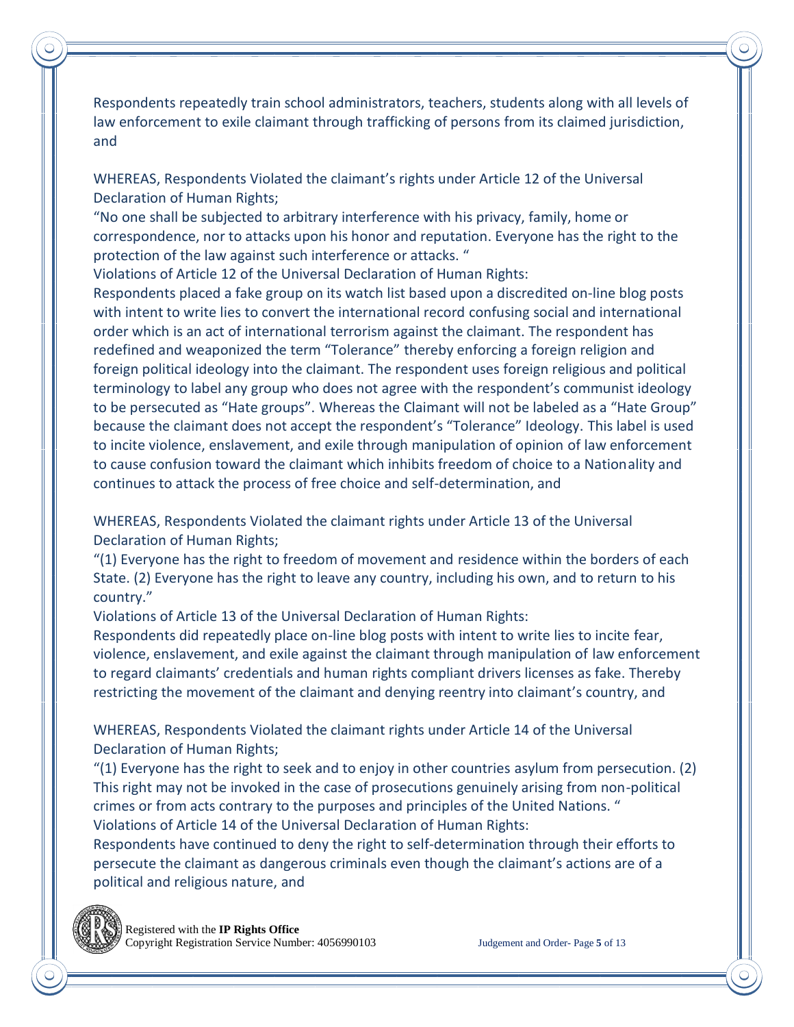Respondents repeatedly train school administrators, teachers, students along with all levels of law enforcement to exile claimant through trafficking of persons from its claimed jurisdiction, and

WHEREAS, Respondents Violated the claimant's rights under Article 12 of the Universal Declaration of Human Rights;

"No one shall be subjected to arbitrary interference with his privacy, family, home or correspondence, nor to attacks upon his honor and reputation. Everyone has the right to the protection of the law against such interference or attacks. "

Violations of Article 12 of the Universal Declaration of Human Rights:

Respondents placed a fake group on its watch list based upon a discredited on-line blog posts with intent to write lies to convert the international record confusing social and international order which is an act of international terrorism against the claimant. The respondent has redefined and weaponized the term "Tolerance" thereby enforcing a foreign religion and foreign political ideology into the claimant. The respondent uses foreign religious and political terminology to label any group who does not agree with the respondent's communist ideology to be persecuted as "Hate groups". Whereas the Claimant will not be labeled as a "Hate Group" because the claimant does not accept the respondent's "Tolerance" Ideology. This label is used to incite violence, enslavement, and exile through manipulation of opinion of law enforcement to cause confusion toward the claimant which inhibits freedom of choice to a Nationality and continues to attack the process of free choice and self-determination, and

WHEREAS, Respondents Violated the claimant rights under Article 13 of the Universal Declaration of Human Rights;

"(1) Everyone has the right to freedom of movement and residence within the borders of each State. (2) Everyone has the right to leave any country, including his own, and to return to his country."

Violations of Article 13 of the Universal Declaration of Human Rights:

Respondents did repeatedly place on-line blog posts with intent to write lies to incite fear, violence, enslavement, and exile against the claimant through manipulation of law enforcement to regard claimants' credentials and human rights compliant drivers licenses as fake. Thereby restricting the movement of the claimant and denying reentry into claimant's country, and

WHEREAS, Respondents Violated the claimant rights under Article 14 of the Universal Declaration of Human Rights;

"(1) Everyone has the right to seek and to enjoy in other countries asylum from persecution. (2) This right may not be invoked in the case of prosecutions genuinely arising from non-political crimes or from acts contrary to the purposes and principles of the United Nations. "

Violations of Article 14 of the Universal Declaration of Human Rights:

Respondents have continued to deny the right to self-determination through their efforts to persecute the claimant as dangerous criminals even though the claimant's actions are of a political and religious nature, and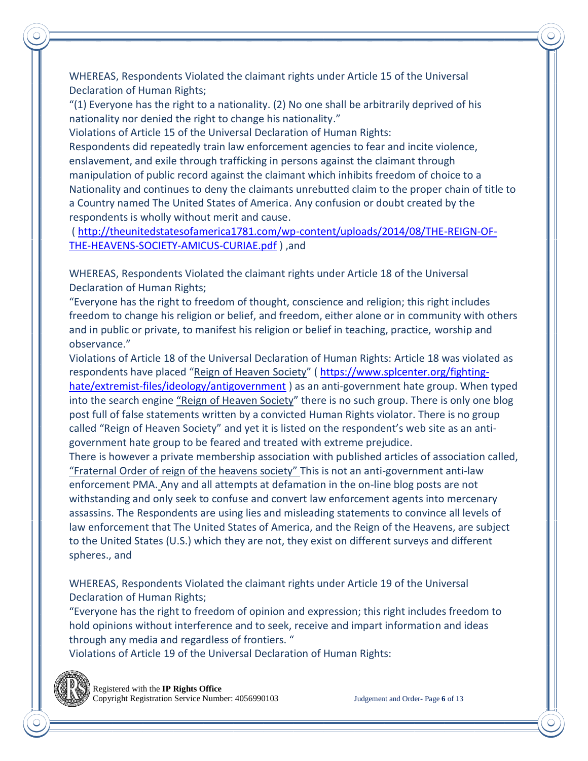WHEREAS, Respondents Violated the claimant rights under Article 15 of the Universal Declaration of Human Rights;

"(1) Everyone has the right to a nationality. (2) No one shall be arbitrarily deprived of his nationality nor denied the right to change his nationality."

Violations of Article 15 of the Universal Declaration of Human Rights:

Respondents did repeatedly train law enforcement agencies to fear and incite violence, enslavement, and exile through trafficking in persons against the claimant through manipulation of public record against the claimant which inhibits freedom of choice to a Nationality and continues to deny the claimants unrebutted claim to the proper chain of title to a Country named The United States of America. Any confusion or doubt created by the respondents is wholly without merit and cause.

( http://theunitedstatesofamerica1781.com/wp-content/uploads/2014/08/THE-REIGN-OF-THE-HEAVENS-SOCIETY-AMICUS-CURIAE.pdf ) ,and

WHEREAS, Respondents Violated the claimant rights under Article 18 of the Universal Declaration of Human Rights;

"Everyone has the right to freedom of thought, conscience and religion; this right includes freedom to change his religion or belief, and freedom, either alone or in community with others and in public or private, to manifest his religion or belief in teaching, practice, worship and observance."

Violations of Article 18 of the Universal Declaration of Human Rights: Article 18 was violated as respondents have placed "Reign of Heaven Society" ( https://www.splcenter.org/fighting-hate/extremist-files/ideology/antigovernment ) as an anti-government hate group. When typed into the search engine "Reign of Heaven Society" there is no such group. There is only one blog post full of false statements written by a convicted Human Rights violator. There is no group called "Reign of Heaven Society" and yet it is listed on the respondent's web site as an anti-government hate group to be feared and treated with extreme prejudice.

There is however a private membership association with published articles of association called, "Fraternal Order of reign of the heavens society" This is not an anti-government anti-law enforcement PMA. Any and all attempts at defamation in the on-line blog posts are not withstanding and only seek to confuse and convert law enforcement agents into mercenary assassins. The Respondents are using lies and misleading statements to convince all levels of law enforcement that The United States of America, and the Reign of the Heavens, are subject to the United States (U.S.) which they are not, they exist on different surveys and different spheres., and

WHEREAS, Respondents Violated the claimant rights under Article 19 of the Universal Declaration of Human Rights;

"Everyone has the right to freedom of opinion and expression; this right includes freedom to hold opinions without interference and to seek, receive and impart information and ideas through any media and regardless of frontiers. "

Violations of Article 19 of the Universal Declaration of Human Rights:

Registered with the **IP Rights Office**
Copyright Registration Service Number: 4056990103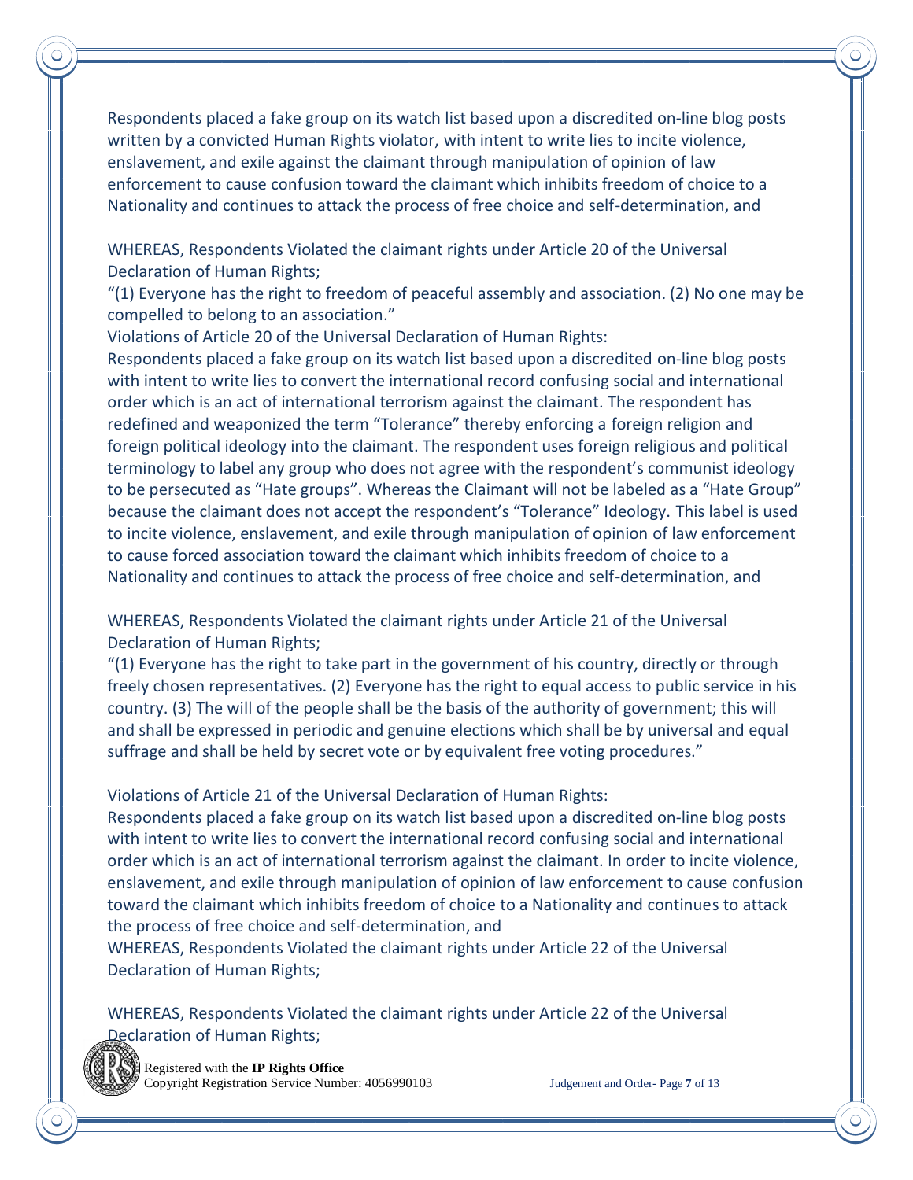Respondents placed a fake group on its watch list based upon a discredited on-line blog posts written by a convicted Human Rights violator, with intent to write lies to incite violence, enslavement, and exile against the claimant through manipulation of opinion of law enforcement to cause confusion toward the claimant which inhibits freedom of choice to a Nationality and continues to attack the process of free choice and self-determination, and

WHEREAS, Respondents Violated the claimant rights under Article 20 of the Universal Declaration of Human Rights;

"(1) Everyone has the right to freedom of peaceful assembly and association. (2) No one may be compelled to belong to an association."

Violations of Article 20 of the Universal Declaration of Human Rights:

Respondents placed a fake group on its watch list based upon a discredited on-line blog posts with intent to write lies to convert the international record confusing social and international order which is an act of international terrorism against the claimant. The respondent has redefined and weaponized the term "Tolerance" thereby enforcing a foreign religion and foreign political ideology into the claimant. The respondent uses foreign religious and political terminology to label any group who does not agree with the respondent's communist ideology to be persecuted as "Hate groups". Whereas the Claimant will not be labeled as a "Hate Group" because the claimant does not accept the respondent's "Tolerance" Ideology. This label is used to incite violence, enslavement, and exile through manipulation of opinion of law enforcement to cause forced association toward the claimant which inhibits freedom of choice to a Nationality and continues to attack the process of free choice and self-determination, and

WHEREAS, Respondents Violated the claimant rights under Article 21 of the Universal Declaration of Human Rights;

"(1) Everyone has the right to take part in the government of his country, directly or through freely chosen representatives. (2) Everyone has the right to equal access to public service in his country. (3) The will of the people shall be the basis of the authority of government; this will and shall be expressed in periodic and genuine elections which shall be by universal and equal suffrage and shall be held by secret vote or by equivalent free voting procedures."

Violations of Article 21 of the Universal Declaration of Human Rights:

Respondents placed a fake group on its watch list based upon a discredited on-line blog posts with intent to write lies to convert the international record confusing social and international order which is an act of international terrorism against the claimant. In order to incite violence, enslavement, and exile through manipulation of opinion of law enforcement to cause confusion toward the claimant which inhibits freedom of choice to a Nationality and continues to attack the process of free choice and self-determination, and

WHEREAS, Respondents Violated the claimant rights under Article 22 of the Universal Declaration of Human Rights;

WHEREAS, Respondents Violated the claimant rights under Article 22 of the Universal Declaration of Human Rights;

Registered with the **IP Rights Office**
Copyright Registration Service Number: 4056990103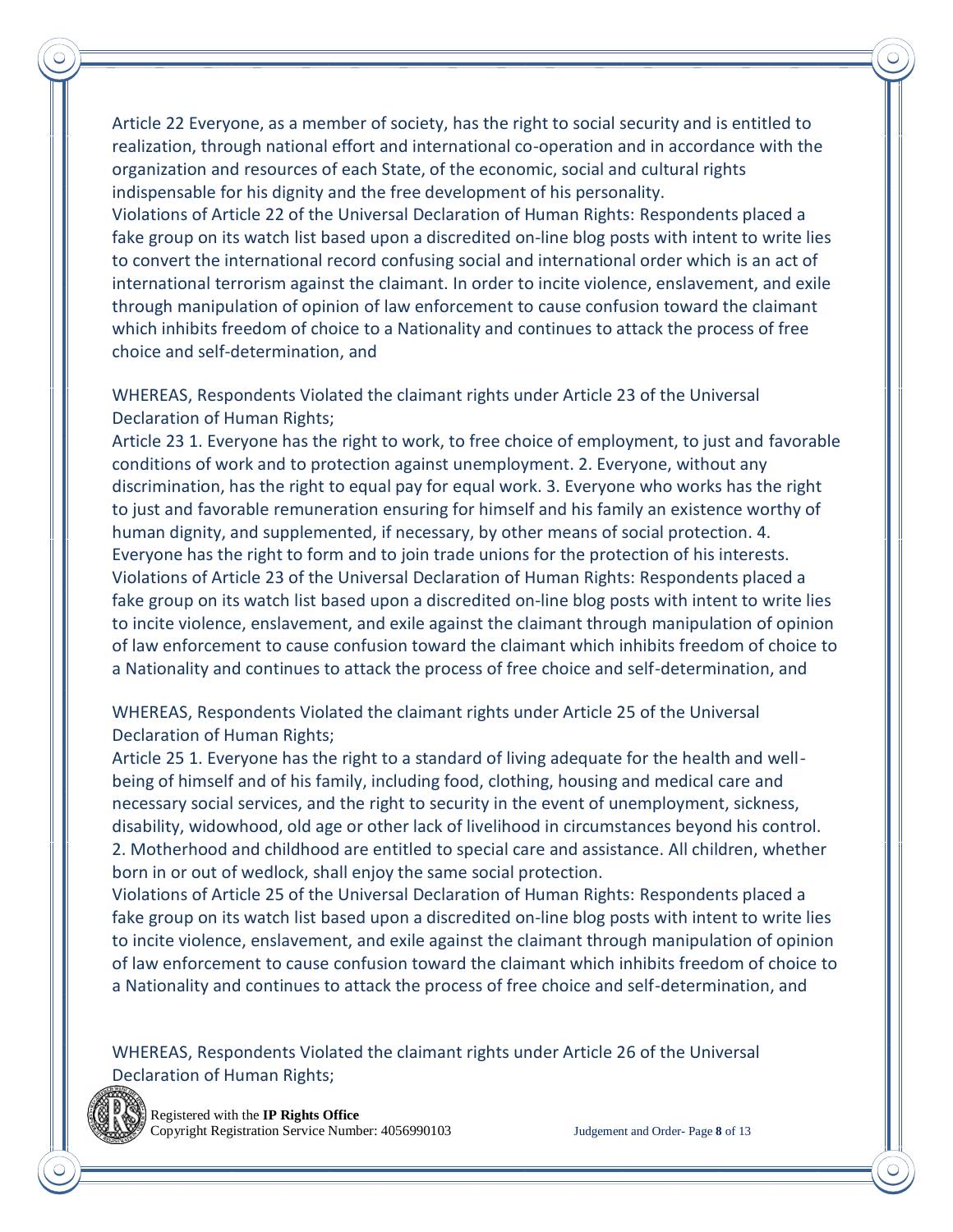Article 22 Everyone, as a member of society, has the right to social security and is entitled to realization, through national effort and international co-operation and in accordance with the organization and resources of each State, of the economic, social and cultural rights indispensable for his dignity and the free development of his personality.
Violations of Article 22 of the Universal Declaration of Human Rights: Respondents placed a fake group on its watch list based upon a discredited on-line blog posts with intent to write lies to convert the international record confusing social and international order which is an act of international terrorism against the claimant. In order to incite violence, enslavement, and exile through manipulation of opinion of law enforcement to cause confusion toward the claimant which inhibits freedom of choice to a Nationality and continues to attack the process of free choice and self-determination, and

WHEREAS, Respondents Violated the claimant rights under Article 23 of the Universal Declaration of Human Rights;
Article 23 1. Everyone has the right to work, to free choice of employment, to just and favorable conditions of work and to protection against unemployment. 2. Everyone, without any discrimination, has the right to equal pay for equal work. 3. Everyone who works has the right to just and favorable remuneration ensuring for himself and his family an existence worthy of human dignity, and supplemented, if necessary, by other means of social protection. 4. Everyone has the right to form and to join trade unions for the protection of his interests.
Violations of Article 23 of the Universal Declaration of Human Rights: Respondents placed a fake group on its watch list based upon a discredited on-line blog posts with intent to write lies to incite violence, enslavement, and exile against the claimant through manipulation of opinion of law enforcement to cause confusion toward the claimant which inhibits freedom of choice to a Nationality and continues to attack the process of free choice and self-determination, and

WHEREAS, Respondents Violated the claimant rights under Article 25 of the Universal Declaration of Human Rights;
Article 25 1. Everyone has the right to a standard of living adequate for the health and well-being of himself and of his family, including food, clothing, housing and medical care and necessary social services, and the right to security in the event of unemployment, sickness, disability, widowhood, old age or other lack of livelihood in circumstances beyond his control. 2. Motherhood and childhood are entitled to special care and assistance. All children, whether born in or out of wedlock, shall enjoy the same social protection.
Violations of Article 25 of the Universal Declaration of Human Rights: Respondents placed a fake group on its watch list based upon a discredited on-line blog posts with intent to write lies to incite violence, enslavement, and exile against the claimant through manipulation of opinion of law enforcement to cause confusion toward the claimant which inhibits freedom of choice to a Nationality and continues to attack the process of free choice and self-determination, and

WHEREAS, Respondents Violated the claimant rights under Article 26 of the Universal Declaration of Human Rights;

Registered with the **IP Rights Office**
Copyright Registration Service Number: 4056990103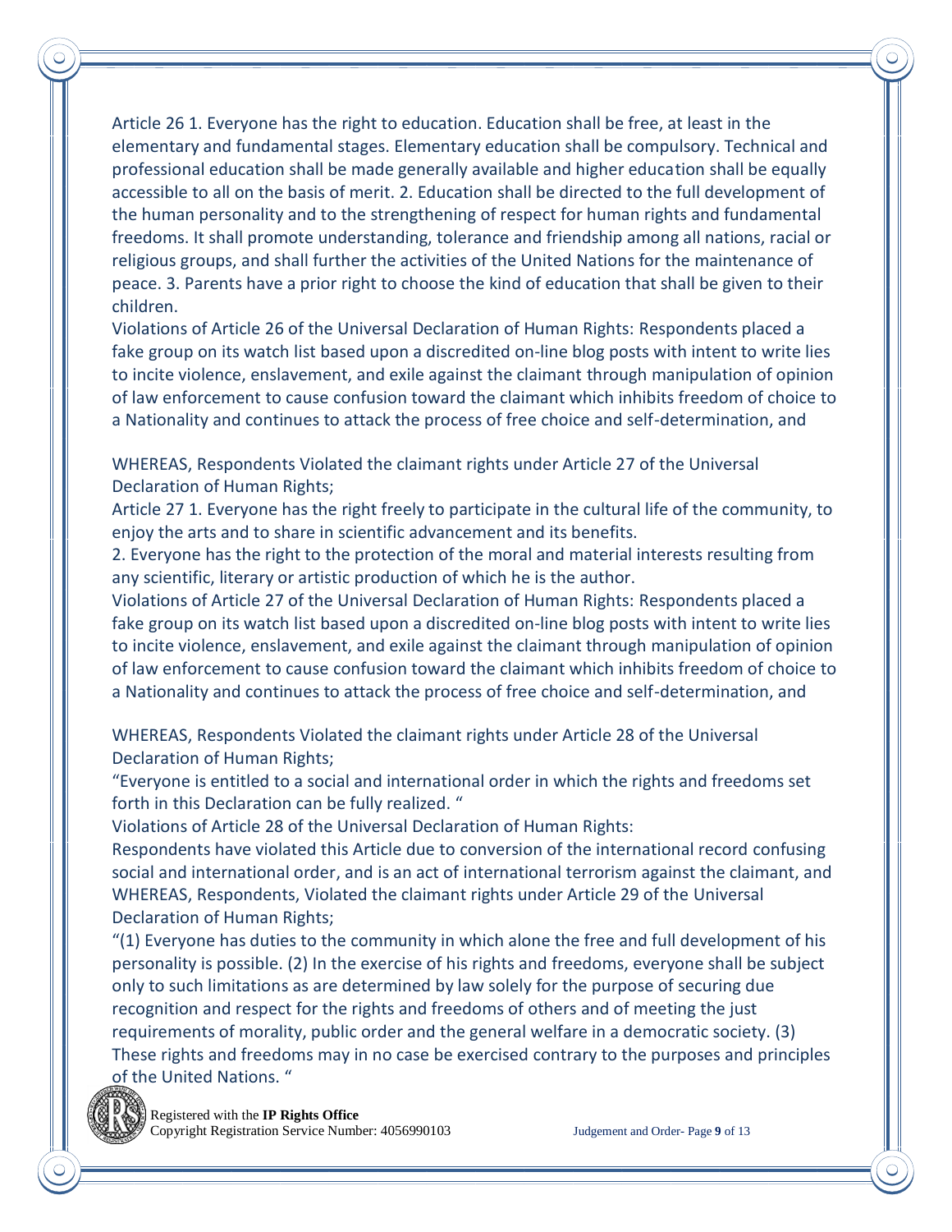Article 26 1. Everyone has the right to education. Education shall be free, at least in the elementary and fundamental stages. Elementary education shall be compulsory. Technical and professional education shall be made generally available and higher education shall be equally accessible to all on the basis of merit. 2. Education shall be directed to the full development of the human personality and to the strengthening of respect for human rights and fundamental freedoms. It shall promote understanding, tolerance and friendship among all nations, racial or religious groups, and shall further the activities of the United Nations for the maintenance of peace. 3. Parents have a prior right to choose the kind of education that shall be given to their children.

Violations of Article 26 of the Universal Declaration of Human Rights: Respondents placed a fake group on its watch list based upon a discredited on-line blog posts with intent to write lies to incite violence, enslavement, and exile against the claimant through manipulation of opinion of law enforcement to cause confusion toward the claimant which inhibits freedom of choice to a Nationality and continues to attack the process of free choice and self-determination, and

WHEREAS, Respondents Violated the claimant rights under Article 27 of the Universal Declaration of Human Rights;

Article 27 1. Everyone has the right freely to participate in the cultural life of the community, to enjoy the arts and to share in scientific advancement and its benefits.

2. Everyone has the right to the protection of the moral and material interests resulting from any scientific, literary or artistic production of which he is the author.

Violations of Article 27 of the Universal Declaration of Human Rights: Respondents placed a fake group on its watch list based upon a discredited on-line blog posts with intent to write lies to incite violence, enslavement, and exile against the claimant through manipulation of opinion of law enforcement to cause confusion toward the claimant which inhibits freedom of choice to a Nationality and continues to attack the process of free choice and self-determination, and

WHEREAS, Respondents Violated the claimant rights under Article 28 of the Universal Declaration of Human Rights;

"Everyone is entitled to a social and international order in which the rights and freedoms set forth in this Declaration can be fully realized. "

Violations of Article 28 of the Universal Declaration of Human Rights:

Respondents have violated this Article due to conversion of the international record confusing social and international order, and is an act of international terrorism against the claimant, and WHEREAS, Respondents, Violated the claimant rights under Article 29 of the Universal Declaration of Human Rights;

"(1) Everyone has duties to the community in which alone the free and full development of his personality is possible. (2) In the exercise of his rights and freedoms, everyone shall be subject only to such limitations as are determined by law solely for the purpose of securing due recognition and respect for the rights and freedoms of others and of meeting the just requirements of morality, public order and the general welfare in a democratic society. (3) These rights and freedoms may in no case be exercised contrary to the purposes and principles of the United Nations. "

Registered with the **IP Rights Office**
Copyright Registration Service Number: 4056990103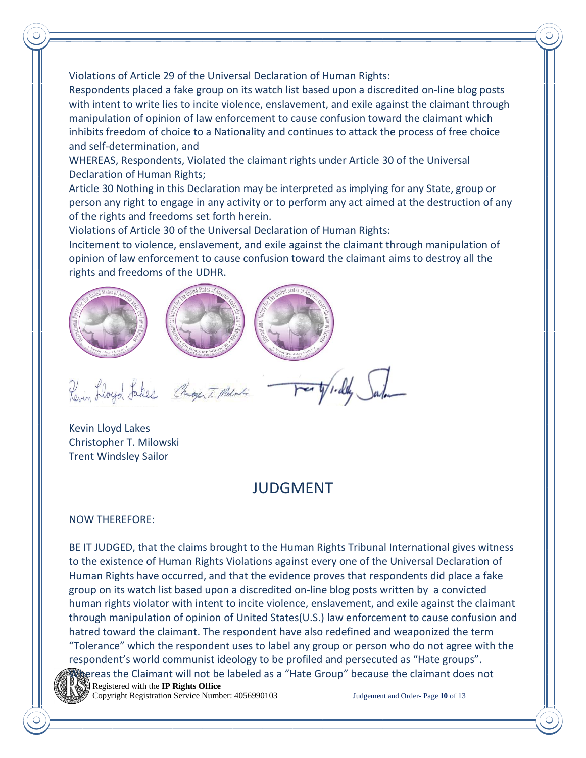Violations of Article 29 of the Universal Declaration of Human Rights:
Respondents placed a fake group on its watch list based upon a discredited on-line blog posts with intent to write lies to incite violence, enslavement, and exile against the claimant through manipulation of opinion of law enforcement to cause confusion toward the claimant which inhibits freedom of choice to a Nationality and continues to attack the process of free choice and self-determination, and

WHEREAS, Respondents, Violated the claimant rights under Article 30 of the Universal Declaration of Human Rights;

Article 30 Nothing in this Declaration may be interpreted as implying for any State, group or person any right to engage in any activity or to perform any act aimed at the destruction of any of the rights and freedoms set forth herein.

Violations of Article 30 of the Universal Declaration of Human Rights:
Incitement to violence, enslavement, and exile against the claimant through manipulation of opinion of law enforcement to cause confusion toward the claimant aims to destroy all the rights and freedoms of the UDHR.

Kevin Lloyd Lakes
Christopher T. Milowski
Trent Windsley Sailor

## JUDGMENT

NOW THEREFORE:

BE IT JUDGED, that the claims brought to the Human Rights Tribunal International gives witness to the existence of Human Rights Violations against every one of the Universal Declaration of Human Rights have occurred, and that the evidence proves that respondents did place a fake group on its watch list based upon a discredited on-line blog posts written by a convicted human rights violator with intent to incite violence, enslavement, and exile against the claimant through manipulation of opinion of United States(U.S.) law enforcement to cause confusion and hatred toward the claimant. The respondent have also redefined and weaponized the term "Tolerance" which the respondent uses to label any group or person who do not agree with the respondent's world communist ideology to be profiled and persecuted as "Hate groups". Whereas the Claimant will not be labeled as a "Hate Group" because the claimant does not

Registered with the **IP Rights Office**
Copyright Registration Service Number: 4056990103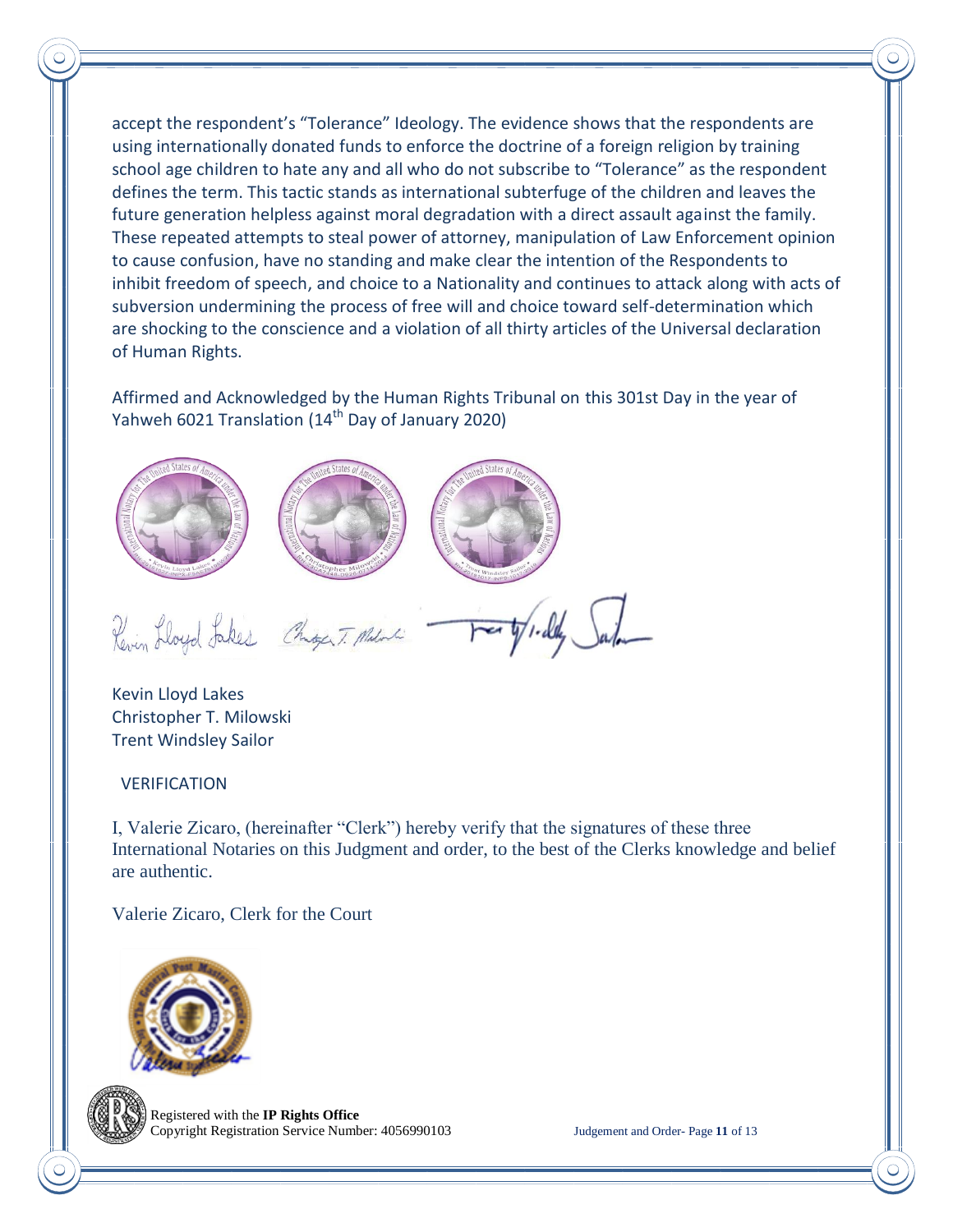accept the respondent's "Tolerance" Ideology. The evidence shows that the respondents are using internationally donated funds to enforce the doctrine of a foreign religion by training school age children to hate any and all who do not subscribe to "Tolerance" as the respondent defines the term. This tactic stands as international subterfuge of the children and leaves the future generation helpless against moral degradation with a direct assault against the family. These repeated attempts to steal power of attorney, manipulation of Law Enforcement opinion to cause confusion, have no standing and make clear the intention of the Respondents to inhibit freedom of speech, and choice to a Nationality and continues to attack along with acts of subversion undermining the process of free will and choice toward self-determination which are shocking to the conscience and a violation of all thirty articles of the Universal declaration of Human Rights.

Affirmed and Acknowledged by the Human Rights Tribunal on this 301st Day in the year of Yahweh 6021 Translation (14th Day of January 2020)

Kevin Lloyd Lakes
Christopher T. Milowski
Trent Windsley Sailor

VERIFICATION

I, Valerie Zicaro, (hereinafter "Clerk") hereby verify that the signatures of these three International Notaries on this Judgment and order, to the best of the Clerks knowledge and belief are authentic.

Valerie Zicaro, Clerk for the Court

Registered with the **IP Rights Office**
Copyright Registration Service Number: 4056990103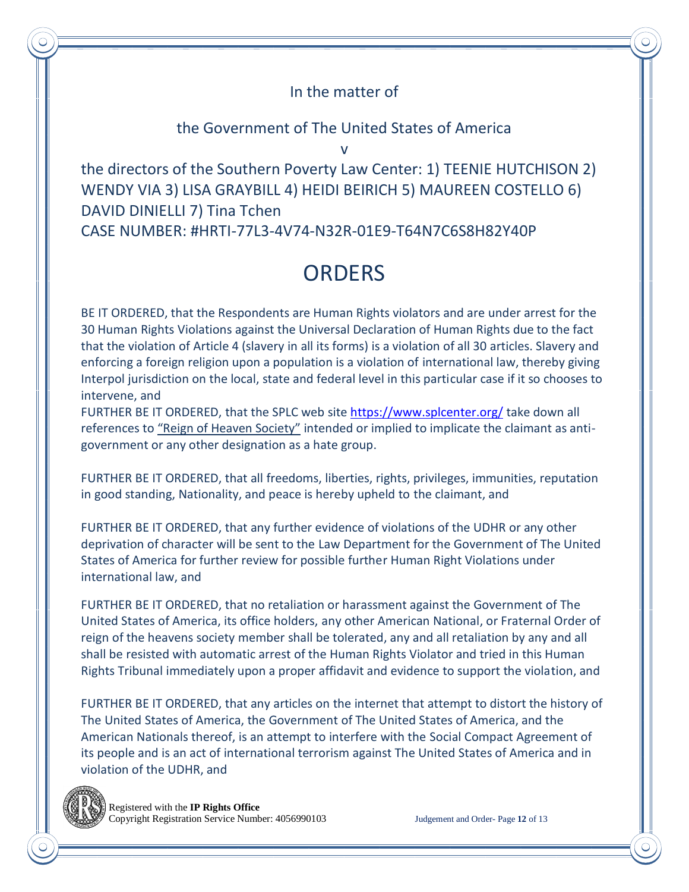In the matter of

the Government of The United States of America

v

the directors of the Southern Poverty Law Center: 1) TEENIE HUTCHISON 2) WENDY VIA 3) LISA GRAYBILL 4) HEIDI BEIRICH 5) MAUREEN COSTELLO 6) DAVID DINIELLI 7) Tina Tchen

CASE NUMBER: #HRTI-77L3-4V74-N32R-01E9-T64N7C6S8H82Y40P

# ORDERS

BE IT ORDERED, that the Respondents are Human Rights violators and are under arrest for the 30 Human Rights Violations against the Universal Declaration of Human Rights due to the fact that the violation of Article 4 (slavery in all its forms) is a violation of all 30 articles. Slavery and enforcing a foreign religion upon a population is a violation of international law, thereby giving Interpol jurisdiction on the local, state and federal level in this particular case if it so chooses to intervene, and

FURTHER BE IT ORDERED, that the SPLC web site https://www.splcenter.org/ take down all references to "Reign of Heaven Society" intended or implied to implicate the claimant as anti-government or any other designation as a hate group.

FURTHER BE IT ORDERED, that all freedoms, liberties, rights, privileges, immunities, reputation in good standing, Nationality, and peace is hereby upheld to the claimant, and

FURTHER BE IT ORDERED, that any further evidence of violations of the UDHR or any other deprivation of character will be sent to the Law Department for the Government of The United States of America for further review for possible further Human Right Violations under international law, and

FURTHER BE IT ORDERED, that no retaliation or harassment against the Government of The United States of America, its office holders, any other American National, or Fraternal Order of reign of the heavens society member shall be tolerated, any and all retaliation by any and all shall be resisted with automatic arrest of the Human Rights Violator and tried in this Human Rights Tribunal immediately upon a proper affidavit and evidence to support the violation, and

FURTHER BE IT ORDERED, that any articles on the internet that attempt to distort the history of The United States of America, the Government of The United States of America, and the American Nationals thereof, is an attempt to interfere with the Social Compact Agreement of its people and is an act of international terrorism against The United States of America and in violation of the UDHR, and

Registered with the **IP Rights Office**
Copyright Registration Service Number: 4056990103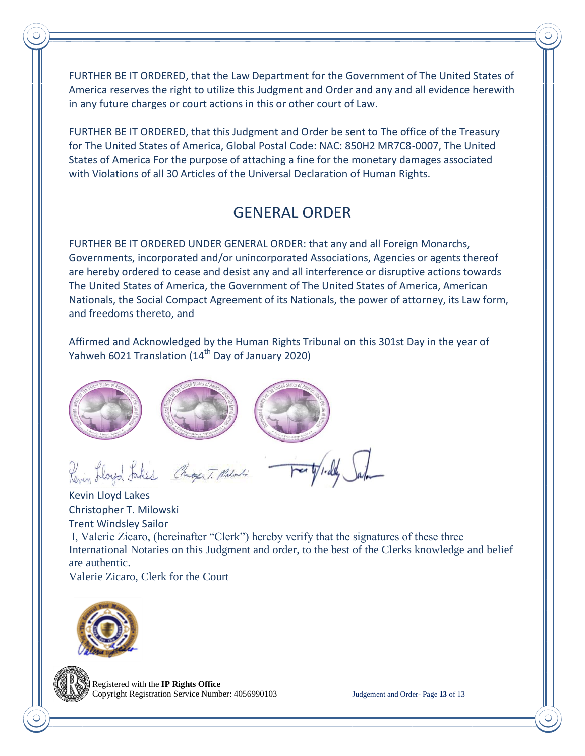FURTHER BE IT ORDERED, that the Law Department for the Government of The United States of America reserves the right to utilize this Judgment and Order and any and all evidence herewith in any future charges or court actions in this or other court of Law.

FURTHER BE IT ORDERED, that this Judgment and Order be sent to The office of the Treasury for The United States of America, Global Postal Code: NAC: 850H2 MR7C8-0007, The United States of America For the purpose of attaching a fine for the monetary damages associated with Violations of all 30 Articles of the Universal Declaration of Human Rights.

## GENERAL ORDER

FURTHER BE IT ORDERED UNDER GENERAL ORDER: that any and all Foreign Monarchs, Governments, incorporated and/or unincorporated Associations, Agencies or agents thereof are hereby ordered to cease and desist any and all interference or disruptive actions towards The United States of America, the Government of The United States of America, American Nationals, the Social Compact Agreement of its Nationals, the power of attorney, its Law form, and freedoms thereto, and

Affirmed and Acknowledged by the Human Rights Tribunal on this 301st Day in the year of Yahweh 6021 Translation (14th Day of January 2020)

Kevin Lloyd Lakes  
Christopher T. Milowski  
Trent Windsley Sailor

I, Valerie Zicaro, (hereinafter "Clerk") hereby verify that the signatures of these three International Notaries on this Judgment and order, to the best of the Clerks knowledge and belief are authentic.

Valerie Zicaro, Clerk for the Court

Registered with the **IP Rights Office**  
Copyright Registration Service Number: 4056990103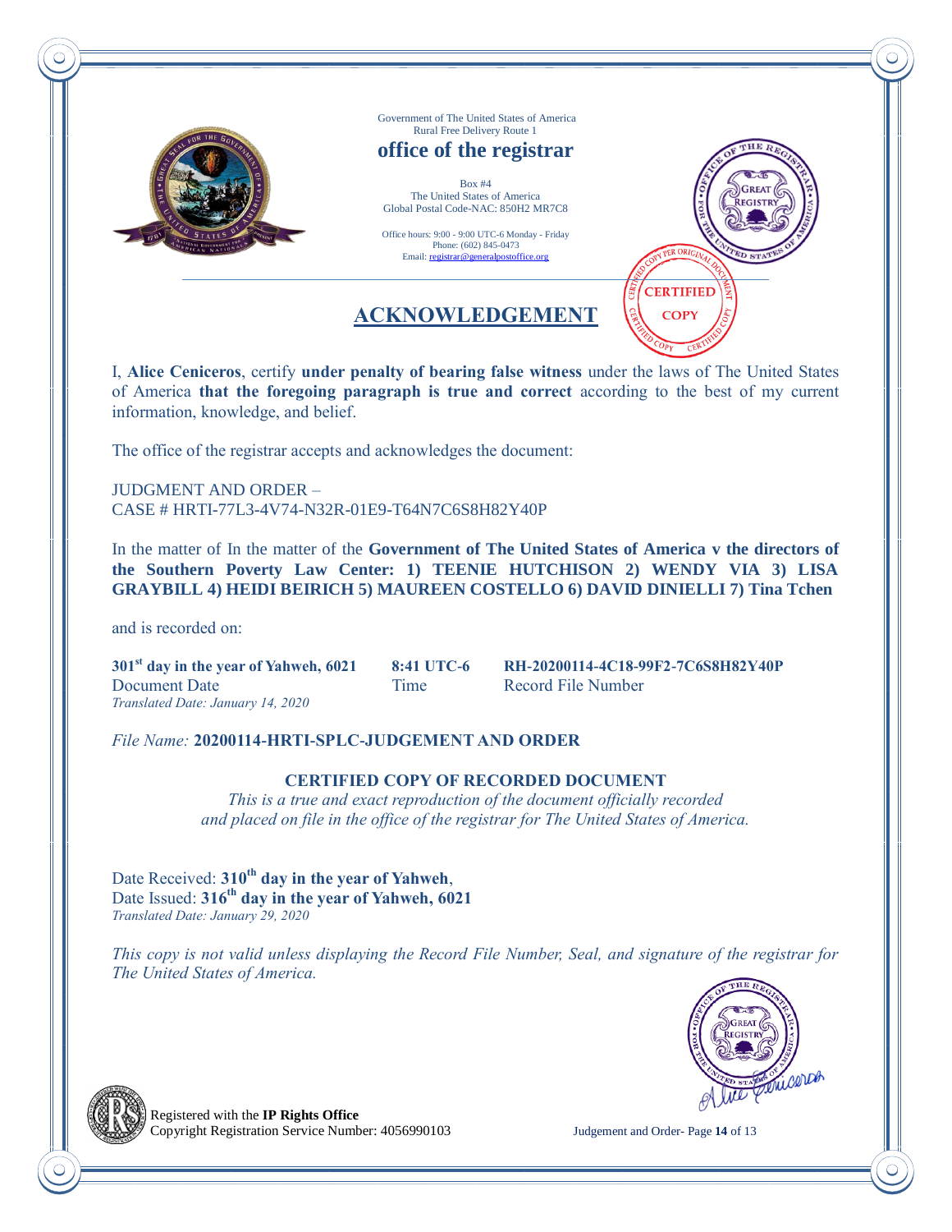Government of The United States of America
Rural Free Delivery Route 1

# office of the registrar

Box #4
The United States of America
Global Postal Code-NAC: 850H2 MR7C8

Office hours: 9:00 - 9:00 UTC-6 Monday - Friday
Phone: (602) 845-0473
Email: registrar@generalpostoffice.org

CERTIFIED COPY

## ACKNOWLEDGEMENT

I, **Alice Ceniceros**, certify **under penalty of bearing false witness** under the laws of The United States of America **that the foregoing paragraph is true and correct** according to the best of my current information, knowledge, and belief.

The office of the registrar accepts and acknowledges the document:

JUDGMENT AND ORDER –
CASE # HRTI-77L3-4V74-N32R-01E9-T64N7C6S8H82Y40P

In the matter of In the matter of the **Government of The United States of America v the directors of the Southern Poverty Law Center: 1) TEENIE HUTCHISON 2) WENDY VIA 3) LISA GRAYBILL 4) HEIDI BEIRICH 5) MAUREEN COSTELLO 6) DAVID DINIELLI 7) Tina Tchen**

and is recorded on:

| | | |
|---|---|---|
| **301st day in the year of Yahweh, 6021** | **8:41 UTC-6** | **RH-20200114-4C18-99F2-7C6S8H82Y40P** |
| Document Date | Time | Record File Number |
| *Translated Date: January 14, 2020* | | |

*File Name:* **20200114-HRTI-SPLC-JUDGEMENT AND ORDER**

**CERTIFIED COPY OF RECORDED DOCUMENT**

*This is a true and exact reproduction of the document officially recorded and placed on file in the office of the registrar for The United States of America.*

Date Received: **310th day in the year of Yahweh**,
Date Issued: **316th day in the year of Yahweh, 6021**
*Translated Date: January 29, 2020*

*This copy is not valid unless displaying the Record File Number, Seal, and signature of the registrar for The United States of America.*

Registered with the **IP Rights Office**
Copyright Registration Service Number: 4056990103